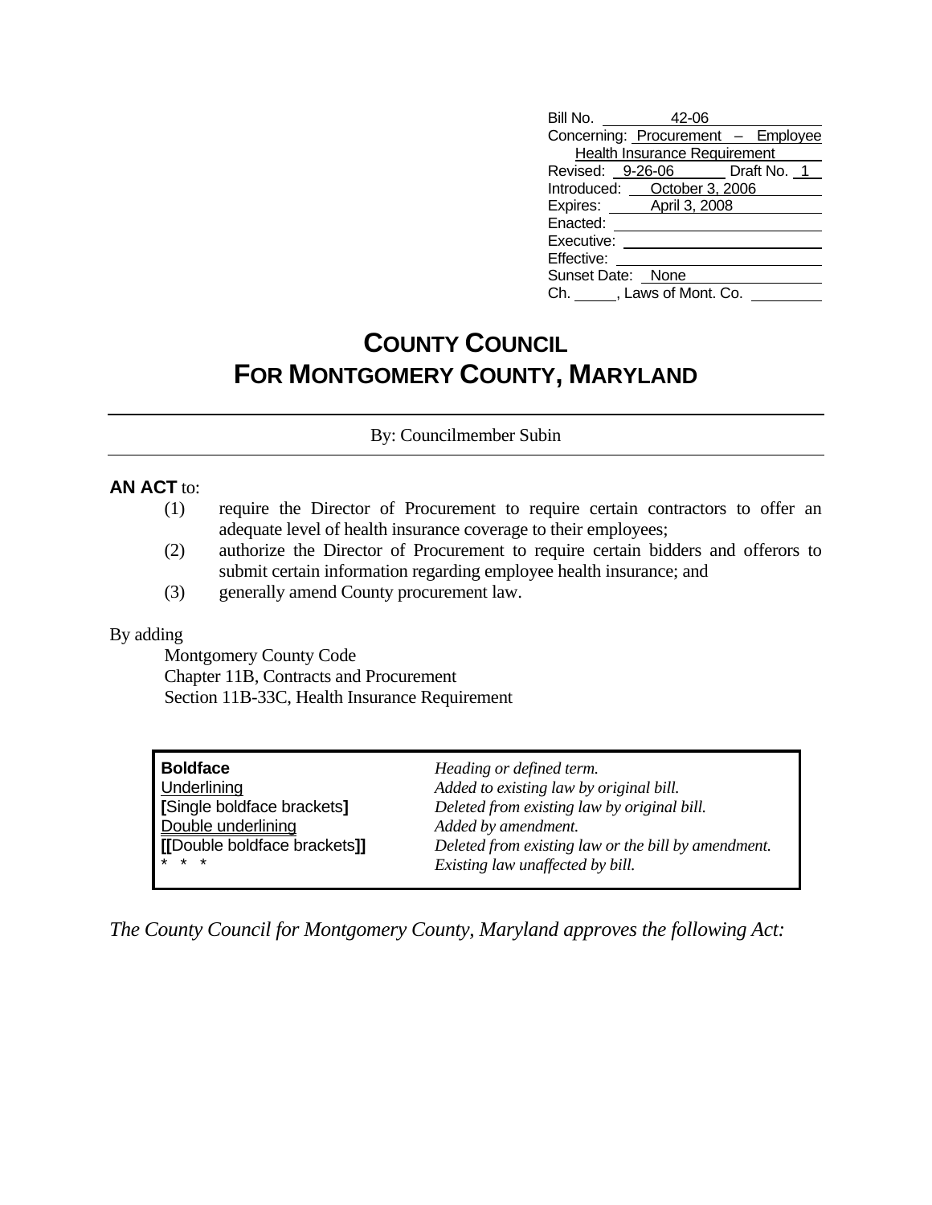Bill No. 42-06
Concerning: Procurement – Employee Health Insurance Requirement
Revised: 9-26-06 Draft No. 1
Introduced: October 3, 2006
Expires: April 3, 2008
Enacted:
Executive:
Effective:
Sunset Date: None
Ch. \_\_\_\_\_, Laws of Mont. Co. \_\_\_\_\_

# COUNTY COUNCIL FOR MONTGOMERY COUNTY, MARYLAND

By: Councilmember Subin

**AN ACT** to:

(1) require the Director of Procurement to require certain contractors to offer an adequate level of health insurance coverage to their employees;
(2) authorize the Director of Procurement to require certain bidders and offerors to submit certain information regarding employee health insurance; and
(3) generally amend County procurement law.

By adding
Montgomery County Code
Chapter 11B, Contracts and Procurement
Section 11B-33C, Health Insurance Requirement

| | |
|---|---|
| **Boldface** | *Heading or defined term.* |
| Underlining | *Added to existing law by original bill.* |
| **[**Single boldface brackets**]** | *Deleted from existing law by original bill.* |
| Double underlining | *Added by amendment.* |
| **[[**Double boldface brackets**]]** | *Deleted from existing law or the bill by amendment.* |
| * * * | *Existing law unaffected by bill.* |

*The County Council for Montgomery County, Maryland approves the following Act:*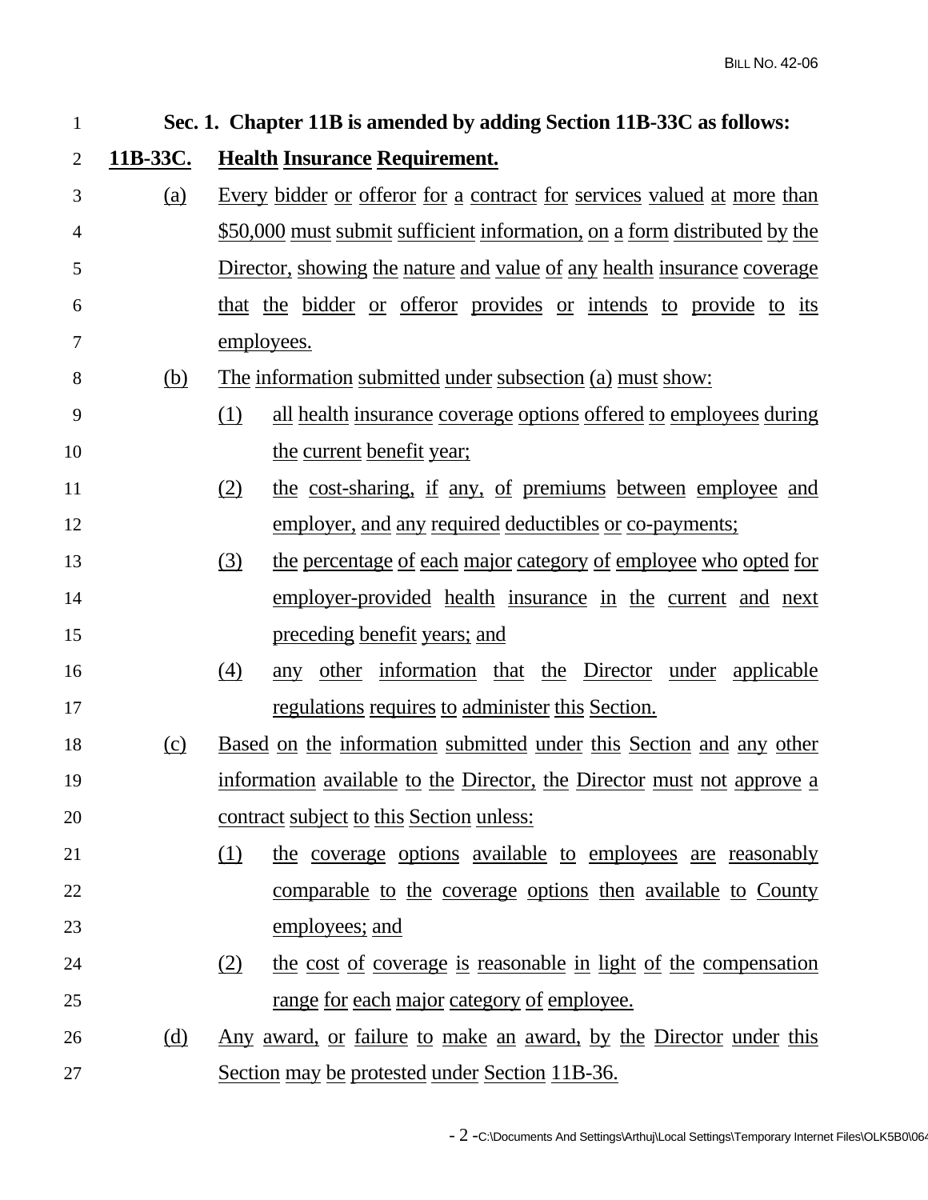**Sec. 1. Chapter 11B is amended by adding Section 11B-33C as follows:**

**11B-33C. Health Insurance Requirement.**

(a) Every bidder or offeror for a contract for services valued at more than $50,000 must submit sufficient information, on a form distributed by the Director, showing the nature and value of any health insurance coverage that the bidder or offeror provides or intends to provide to its employees.

(b) The information submitted under subsection (a) must show:

(1) all health insurance coverage options offered to employees during the current benefit year;

(2) the cost-sharing, if any, of premiums between employee and employer, and any required deductibles or co-payments;

(3) the percentage of each major category of employee who opted for employer-provided health insurance in the current and next preceding benefit years; and

(4) any other information that the Director under applicable regulations requires to administer this Section.

(c) Based on the information submitted under this Section and any other information available to the Director, the Director must not approve a contract subject to this Section unless:

(1) the coverage options available to employees are reasonably comparable to the coverage options then available to County employees; and

(2) the cost of coverage is reasonable in light of the compensation range for each major category of employee.

(d) Any award, or failure to make an award, by the Director under this Section may be protested under Section 11B-36.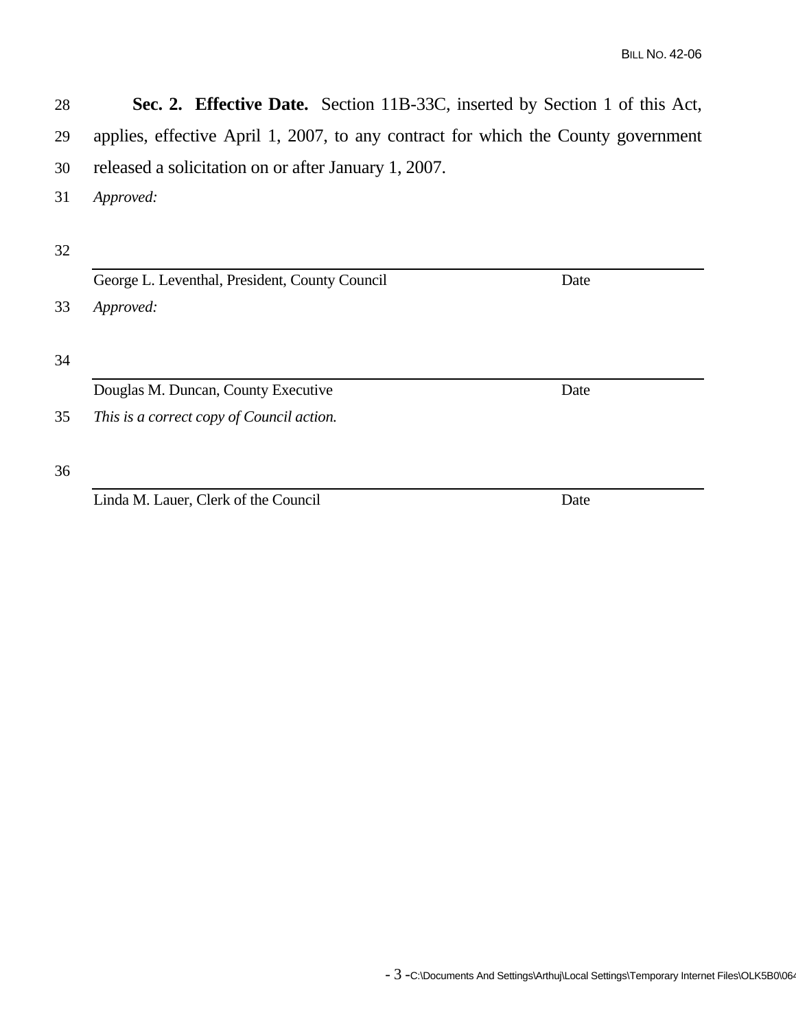**Sec. 2. Effective Date.** Section 11B-33C, inserted by Section 1 of this Act, applies, effective April 1, 2007, to any contract for which the County government released a solicitation on or after January 1, 2007.

*Approved:*

George L. Leventhal, President, County Council — Date

*Approved:*

Douglas M. Duncan, County Executive — Date

*This is a correct copy of Council action.*

Linda M. Lauer, Clerk of the Council — Date